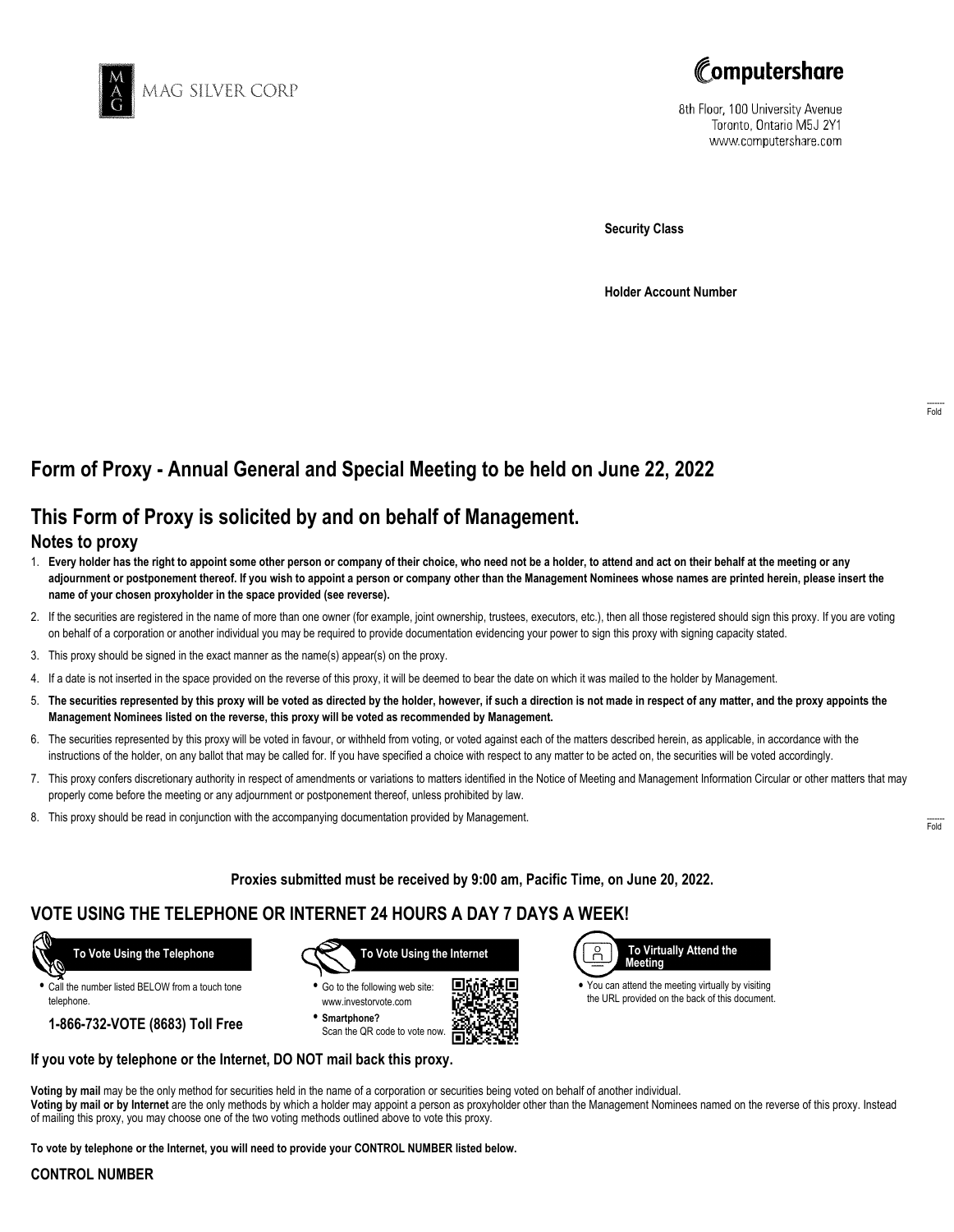MAG SILVER CORP

Computershare

8th Floor, 100 University Avenue
Toronto, Ontario M5J 2Y1
www.computershare.com

**Security Class**

**Holder Account Number**

Fold

# Form of Proxy - Annual General and Special Meeting to be held on June 22, 2022

## This Form of Proxy is solicited by and on behalf of Management.

### Notes to proxy

1. **Every holder has the right to appoint some other person or company of their choice, who need not be a holder, to attend and act on their behalf at the meeting or any adjournment or postponement thereof. If you wish to appoint a person or company other than the Management Nominees whose names are printed herein, please insert the name of your chosen proxyholder in the space provided (see reverse).**
2. If the securities are registered in the name of more than one owner (for example, joint ownership, trustees, executors, etc.), then all those registered should sign this proxy. If you are voting on behalf of a corporation or another individual you may be required to provide documentation evidencing your power to sign this proxy with signing capacity stated.
3. This proxy should be signed in the exact manner as the name(s) appear(s) on the proxy.
4. If a date is not inserted in the space provided on the reverse of this proxy, it will be deemed to bear the date on which it was mailed to the holder by Management.
5. **The securities represented by this proxy will be voted as directed by the holder, however, if such a direction is not made in respect of any matter, and the proxy appoints the Management Nominees listed on the reverse, this proxy will be voted as recommended by Management.**
6. The securities represented by this proxy will be voted in favour, or withheld from voting, or voted against each of the matters described herein, as applicable, in accordance with the instructions of the holder, on any ballot that may be called for. If you have specified a choice with respect to any matter to be acted on, the securities will be voted accordingly.
7. This proxy confers discretionary authority in respect of amendments or variations to matters identified in the Notice of Meeting and Management Information Circular or other matters that may properly come before the meeting or any adjournment or postponement thereof, unless prohibited by law.
8. This proxy should be read in conjunction with the accompanying documentation provided by Management.

Fold

**Proxies submitted must be received by 9:00 am, Pacific Time, on June 20, 2022.**

## VOTE USING THE TELEPHONE OR INTERNET 24 HOURS A DAY 7 DAYS A WEEK!

**To Vote Using the Telephone**

- Call the number listed BELOW from a touch tone telephone.

**1-866-732-VOTE (8683) Toll Free**

**To Vote Using the Internet**

- Go to the following web site: www.investorvote.com
- **Smartphone?** Scan the QR code to vote now.

**To Virtually Attend the Meeting**

- You can attend the meeting virtually by visiting the URL provided on the back of this document.

**If you vote by telephone or the Internet, DO NOT mail back this proxy.**

**Voting by mail** may be the only method for securities held in the name of a corporation or securities being voted on behalf of another individual.
**Voting by mail or by Internet** are the only methods by which a holder may appoint a person as proxyholder other than the Management Nominees named on the reverse of this proxy. Instead of mailing this proxy, you may choose one of the two voting methods outlined above to vote this proxy.

**To vote by telephone or the Internet, you will need to provide your CONTROL NUMBER listed below.**

**CONTROL NUMBER**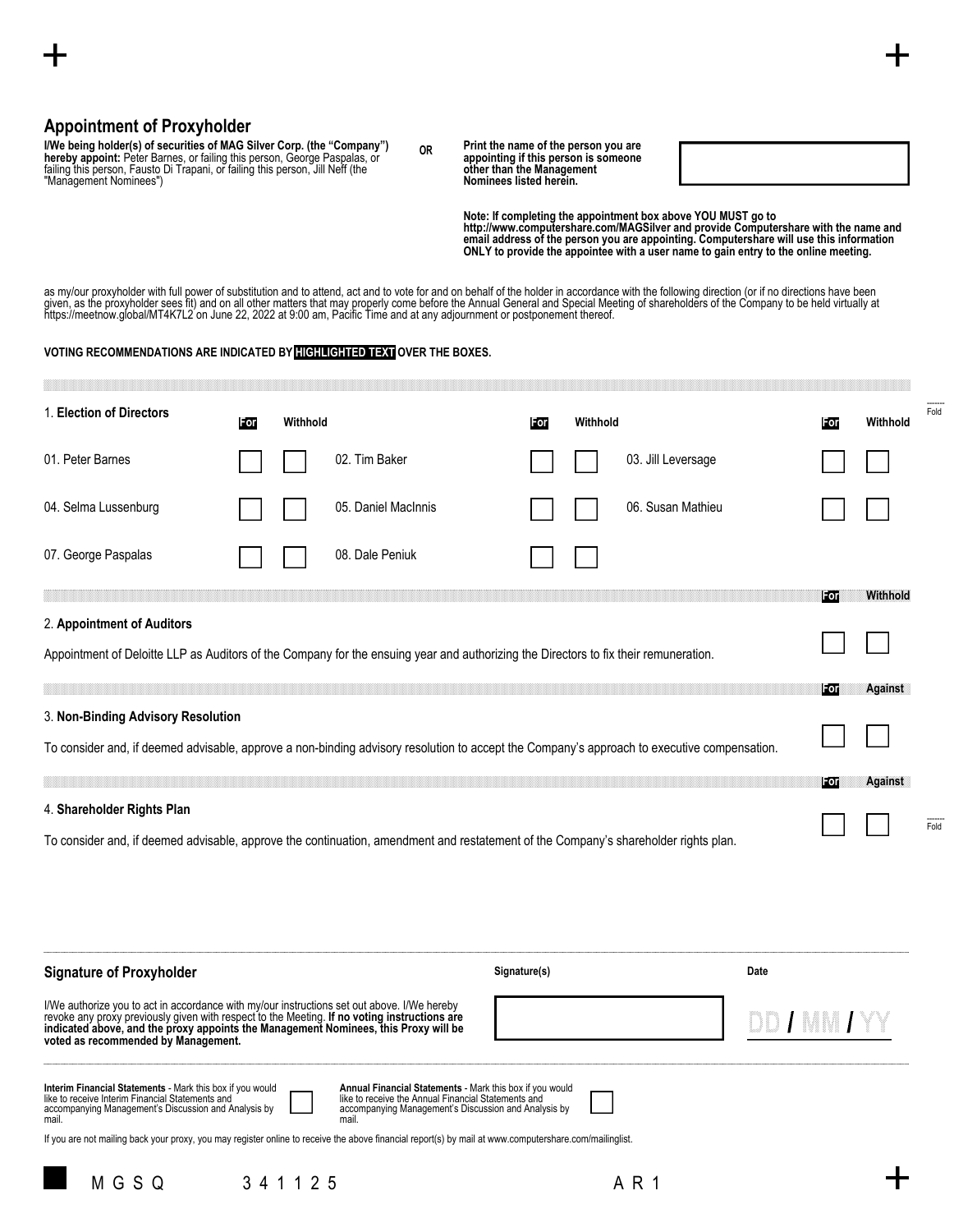## Appointment of Proxyholder

**I/We being holder(s) of securities of MAG Silver Corp. (the "Company") hereby appoint:** Peter Barnes, or failing this person, George Paspalas, or failing this person, Fausto Di Trapani, or failing this person, Jill Neff (the "Management Nominees")

**OR**

**Print the name of the person you are appointing if this person is someone other than the Management Nominees listed herein.**

**Note: If completing the appointment box above YOU MUST go to http://www.computershare.com/MAGSilver and provide Computershare with the name and email address of the person you are appointing. Computershare will use this information ONLY to provide the appointee with a user name to gain entry to the online meeting.**

as my/our proxyholder with full power of substitution and to attend, act and to vote for and on behalf of the holder in accordance with the following direction (or if no directions have been given, as the proxyholder sees fit) and on all other matters that may properly come before the Annual General and Special Meeting of shareholders of the Company to be held virtually at https://meetnow.global/MT4K7L2 on June 22, 2022 at 9:00 am, Pacific Time and at any adjournment or postponement thereof.

**VOTING RECOMMENDATIONS ARE INDICATED BY HIGHLIGHTED TEXT OVER THE BOXES.**

### 1. Election of Directors

| | For | Withhold | | For | Withhold | | For | Withhold |
|---|---|---|---|---|---|---|---|---|
| 01. Peter Barnes | ☐ | ☐ | 02. Tim Baker | ☐ | ☐ | 03. Jill Leversage | ☐ | ☐ |
| 04. Selma Lussenburg | ☐ | ☐ | 05. Daniel MacInnis | ☐ | ☐ | 06. Susan Mathieu | ☐ | ☐ |
| 07. George Paspalas | ☐ | ☐ | 08. Dale Peniuk | ☐ | ☐ | | | |

### 2. Appointment of Auditors

Appointment of Deloitte LLP as Auditors of the Company for the ensuing year and authorizing the Directors to fix their remuneration.

For ☐ Withhold ☐

### 3. Non-Binding Advisory Resolution

To consider and, if deemed advisable, approve a non-binding advisory resolution to accept the Company's approach to executive compensation.

For ☐ Against ☐

### 4. Shareholder Rights Plan

To consider and, if deemed advisable, approve the continuation, amendment and restatement of the Company's shareholder rights plan.

For ☐ Against ☐

## Signature of Proxyholder

I/We authorize you to act in accordance with my/our instructions set out above. I/We hereby revoke any proxy previously given with respect to the Meeting. **If no voting instructions are indicated above, and the proxy appoints the Management Nominees, this Proxy will be voted as recommended by Management.**

Signature(s)

Date

DD / MM / YY

**Interim Financial Statements** - Mark this box if you would like to receive Interim Financial Statements and accompanying Management's Discussion and Analysis by mail. ☐

**Annual Financial Statements** - Mark this box if you would like to receive the Annual Financial Statements and accompanying Management's Discussion and Analysis by mail. ☐

If you are not mailing back your proxy, you may register online to receive the above financial report(s) by mail at www.computershare.com/mailinglist.

M G S Q 3 4 1 1 2 5 A R 1